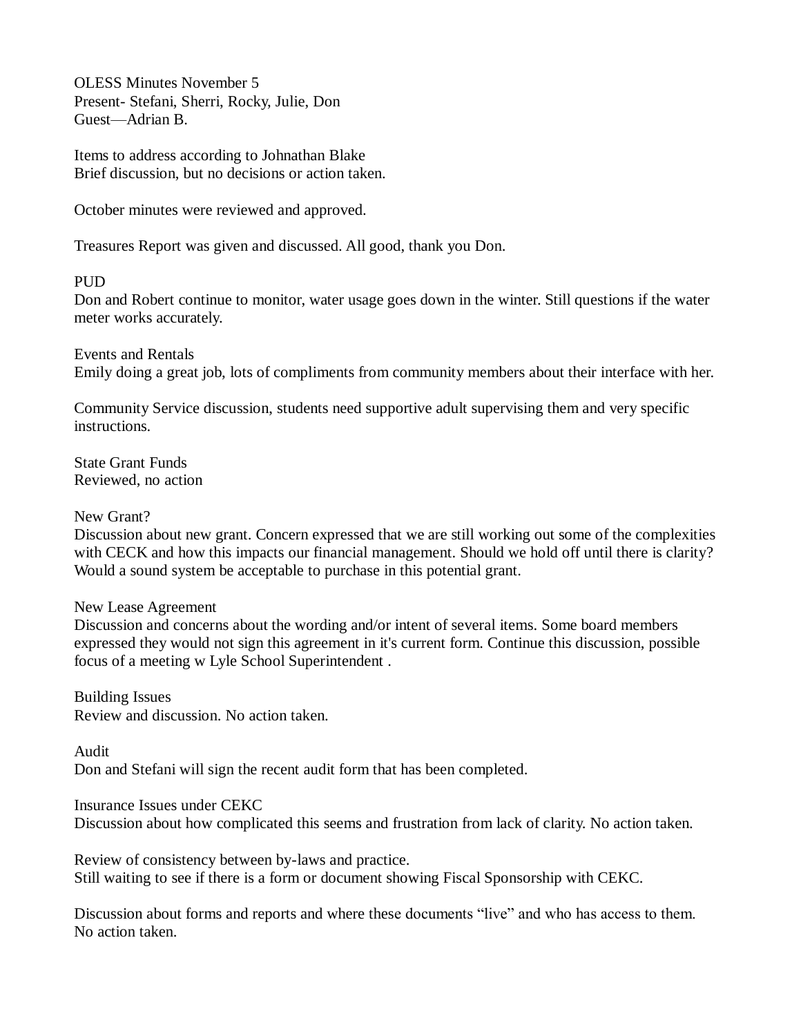OLESS Minutes November 5
Present- Stefani, Sherri, Rocky, Julie, Don
Guest—Adrian B.

Items to address according to Johnathan Blake
Brief discussion, but no decisions or action taken.

October minutes were reviewed and approved.

Treasures Report was given and discussed. All good, thank you Don.

PUD
Don and Robert continue to monitor, water usage goes down in the winter. Still questions if the water meter works accurately.

Events and Rentals
Emily doing a great job, lots of compliments from community members about their interface with her.

Community Service discussion, students need supportive adult supervising them and very specific instructions.

State Grant Funds
Reviewed, no action

New Grant?
Discussion about new grant. Concern expressed that we are still working out some of the complexities with CECK and how this impacts our financial management. Should we hold off until there is clarity? Would a sound system be acceptable to purchase in this potential grant.

New Lease Agreement
Discussion and concerns about the wording and/or intent of several items. Some board members expressed they would not sign this agreement in it's current form. Continue this discussion, possible focus of a meeting w Lyle School Superintendent .

Building Issues
Review and discussion. No action taken.

Audit
Don and Stefani will sign the recent audit form that has been completed.

Insurance Issues under CEKC
Discussion about how complicated this seems and frustration from lack of clarity. No action taken.

Review of consistency between by-laws and practice.
Still waiting to see if there is a form or document showing Fiscal Sponsorship with CEKC.

Discussion about forms and reports and where these documents "live" and who has access to them. No action taken.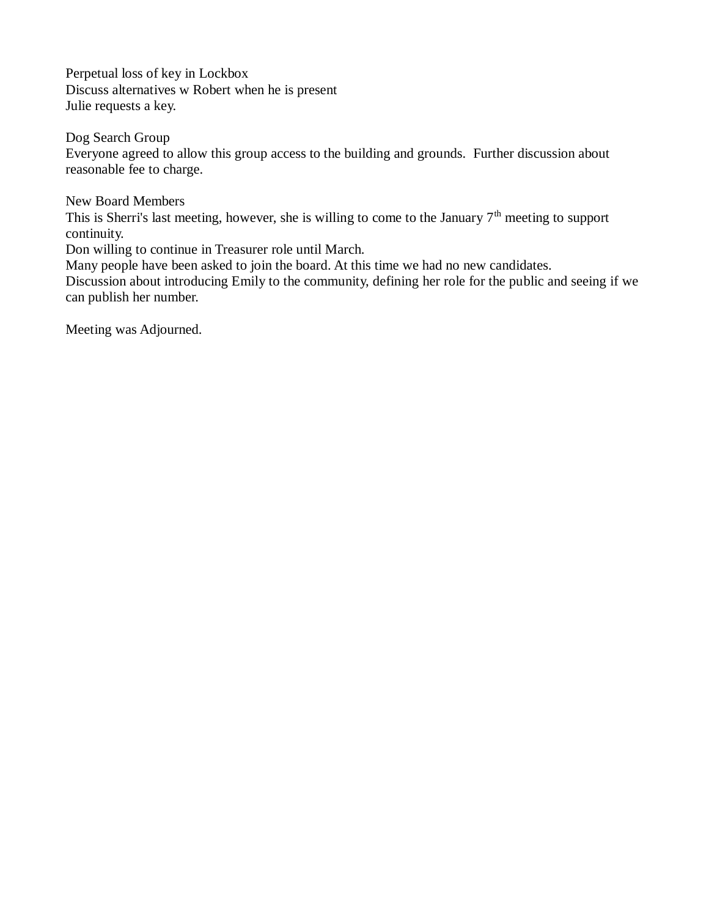Perpetual loss of key in Lockbox
Discuss alternatives w Robert when he is present
Julie requests a key.

Dog Search Group
Everyone agreed to allow this group access to the building and grounds. Further discussion about reasonable fee to charge.

New Board Members
This is Sherri's last meeting, however, she is willing to come to the January 7th meeting to support continuity.
Don willing to continue in Treasurer role until March.
Many people have been asked to join the board. At this time we had no new candidates.
Discussion about introducing Emily to the community, defining her role for the public and seeing if we can publish her number.

Meeting was Adjourned.